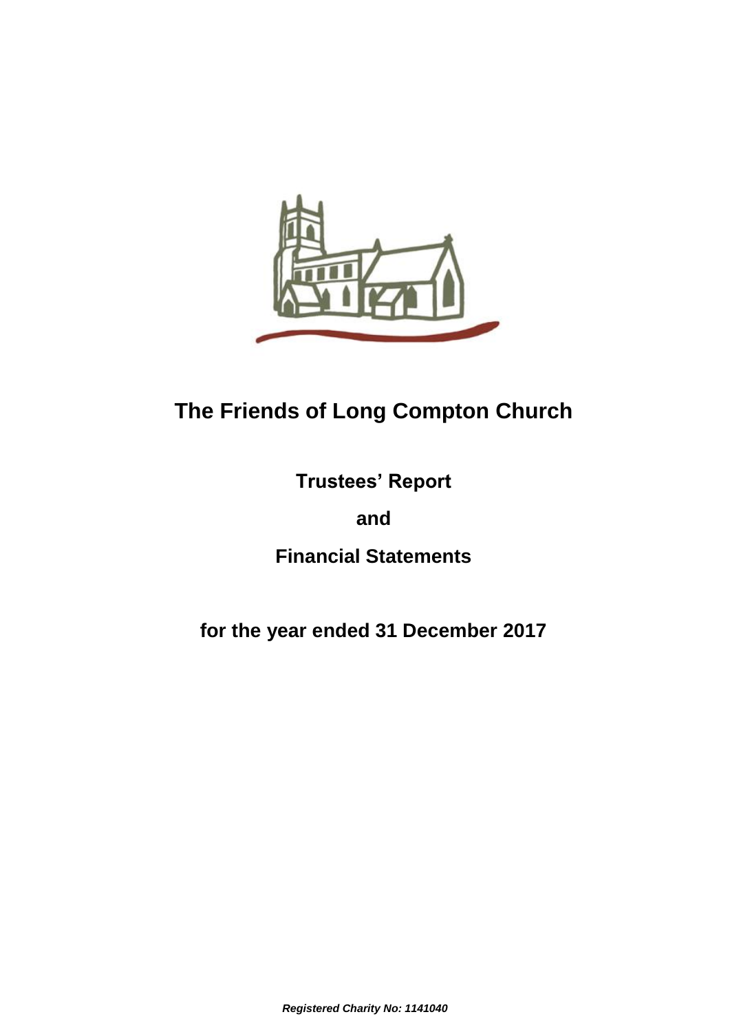# The Friends of Long Compton Church

## Trustees' Report

## and

## Financial Statements

## for the year ended 31 December 2017

***Registered Charity No: 1141040***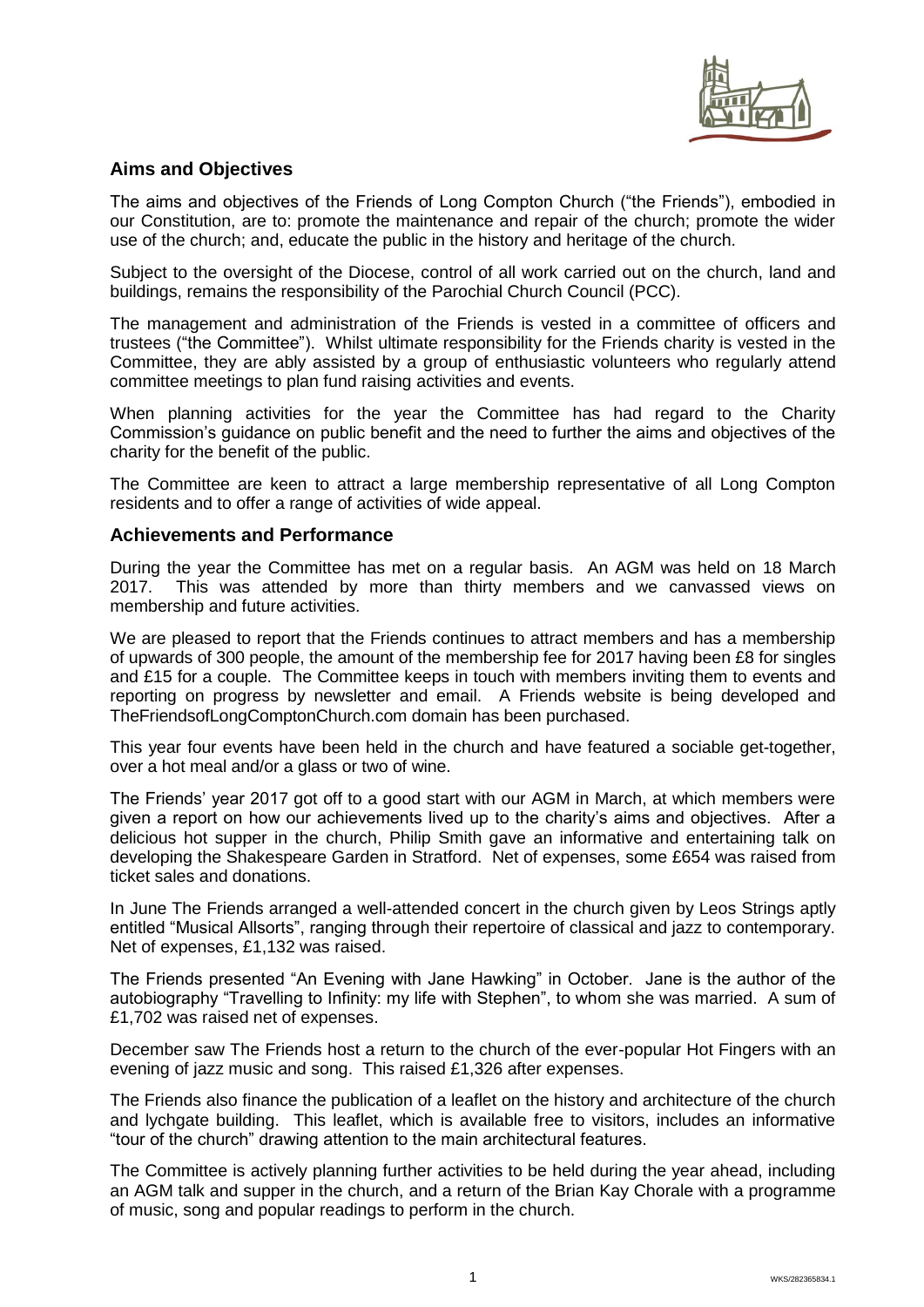## Aims and Objectives

The aims and objectives of the Friends of Long Compton Church ("the Friends"), embodied in our Constitution, are to: promote the maintenance and repair of the church; promote the wider use of the church; and, educate the public in the history and heritage of the church.

Subject to the oversight of the Diocese, control of all work carried out on the church, land and buildings, remains the responsibility of the Parochial Church Council (PCC).

The management and administration of the Friends is vested in a committee of officers and trustees ("the Committee"). Whilst ultimate responsibility for the Friends charity is vested in the Committee, they are ably assisted by a group of enthusiastic volunteers who regularly attend committee meetings to plan fund raising activities and events.

When planning activities for the year the Committee has had regard to the Charity Commission's guidance on public benefit and the need to further the aims and objectives of the charity for the benefit of the public.

The Committee are keen to attract a large membership representative of all Long Compton residents and to offer a range of activities of wide appeal.

## Achievements and Performance

During the year the Committee has met on a regular basis. An AGM was held on 18 March 2017. This was attended by more than thirty members and we canvassed views on membership and future activities.

We are pleased to report that the Friends continues to attract members and has a membership of upwards of 300 people, the amount of the membership fee for 2017 having been £8 for singles and £15 for a couple. The Committee keeps in touch with members inviting them to events and reporting on progress by newsletter and email. A Friends website is being developed and TheFriendsofLongComptonChurch.com domain has been purchased.

This year four events have been held in the church and have featured a sociable get-together, over a hot meal and/or a glass or two of wine.

The Friends' year 2017 got off to a good start with our AGM in March, at which members were given a report on how our achievements lived up to the charity's aims and objectives. After a delicious hot supper in the church, Philip Smith gave an informative and entertaining talk on developing the Shakespeare Garden in Stratford. Net of expenses, some £654 was raised from ticket sales and donations.

In June The Friends arranged a well-attended concert in the church given by Leos Strings aptly entitled "Musical Allsorts", ranging through their repertoire of classical and jazz to contemporary. Net of expenses, £1,132 was raised.

The Friends presented "An Evening with Jane Hawking" in October. Jane is the author of the autobiography "Travelling to Infinity: my life with Stephen", to whom she was married. A sum of £1,702 was raised net of expenses.

December saw The Friends host a return to the church of the ever-popular Hot Fingers with an evening of jazz music and song. This raised £1,326 after expenses.

The Friends also finance the publication of a leaflet on the history and architecture of the church and lychgate building. This leaflet, which is available free to visitors, includes an informative "tour of the church" drawing attention to the main architectural features.

The Committee is actively planning further activities to be held during the year ahead, including an AGM talk and supper in the church, and a return of the Brian Kay Chorale with a programme of music, song and popular readings to perform in the church.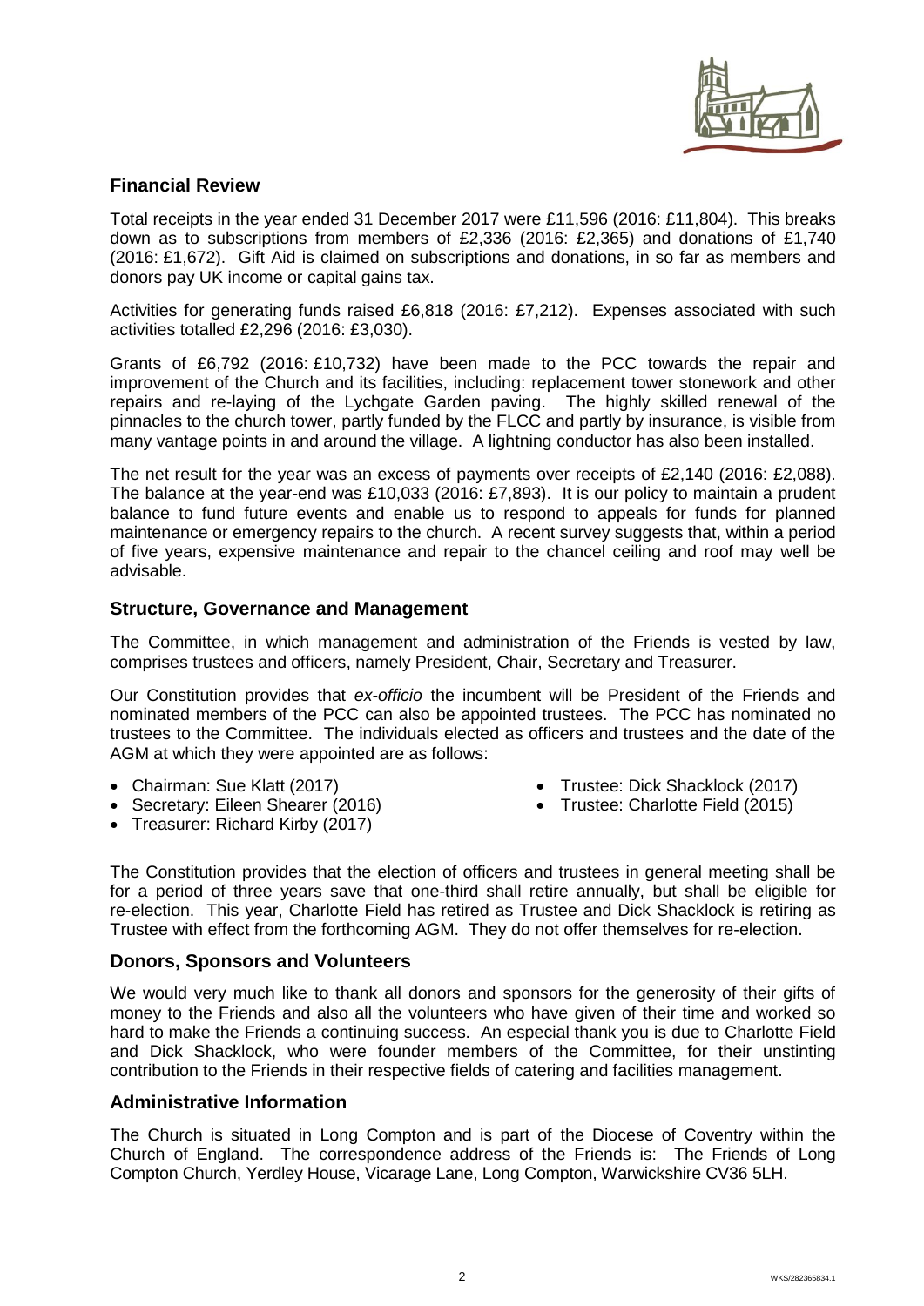## Financial Review

Total receipts in the year ended 31 December 2017 were £11,596 (2016: £11,804). This breaks down as to subscriptions from members of £2,336 (2016: £2,365) and donations of £1,740 (2016: £1,672). Gift Aid is claimed on subscriptions and donations, in so far as members and donors pay UK income or capital gains tax.

Activities for generating funds raised £6,818 (2016: £7,212). Expenses associated with such activities totalled £2,296 (2016: £3,030).

Grants of £6,792 (2016: £10,732) have been made to the PCC towards the repair and improvement of the Church and its facilities, including: replacement tower stonework and other repairs and re-laying of the Lychgate Garden paving. The highly skilled renewal of the pinnacles to the church tower, partly funded by the FLCC and partly by insurance, is visible from many vantage points in and around the village. A lightning conductor has also been installed.

The net result for the year was an excess of payments over receipts of £2,140 (2016: £2,088). The balance at the year-end was £10,033 (2016: £7,893). It is our policy to maintain a prudent balance to fund future events and enable us to respond to appeals for funds for planned maintenance or emergency repairs to the church. A recent survey suggests that, within a period of five years, expensive maintenance and repair to the chancel ceiling and roof may well be advisable.

## Structure, Governance and Management

The Committee, in which management and administration of the Friends is vested by law, comprises trustees and officers, namely President, Chair, Secretary and Treasurer.

Our Constitution provides that *ex-officio* the incumbent will be President of the Friends and nominated members of the PCC can also be appointed trustees. The PCC has nominated no trustees to the Committee. The individuals elected as officers and trustees and the date of the AGM at which they were appointed are as follows:

- Chairman: Sue Klatt (2017)
- Secretary: Eileen Shearer (2016)
- Treasurer: Richard Kirby (2017)
- Trustee: Dick Shacklock (2017)
- Trustee: Charlotte Field (2015)

The Constitution provides that the election of officers and trustees in general meeting shall be for a period of three years save that one-third shall retire annually, but shall be eligible for re-election. This year, Charlotte Field has retired as Trustee and Dick Shacklock is retiring as Trustee with effect from the forthcoming AGM. They do not offer themselves for re-election.

## Donors, Sponsors and Volunteers

We would very much like to thank all donors and sponsors for the generosity of their gifts of money to the Friends and also all the volunteers who have given of their time and worked so hard to make the Friends a continuing success. An especial thank you is due to Charlotte Field and Dick Shacklock, who were founder members of the Committee, for their unstinting contribution to the Friends in their respective fields of catering and facilities management.

## Administrative Information

The Church is situated in Long Compton and is part of the Diocese of Coventry within the Church of England. The correspondence address of the Friends is: The Friends of Long Compton Church, Yerdley House, Vicarage Lane, Long Compton, Warwickshire CV36 5LH.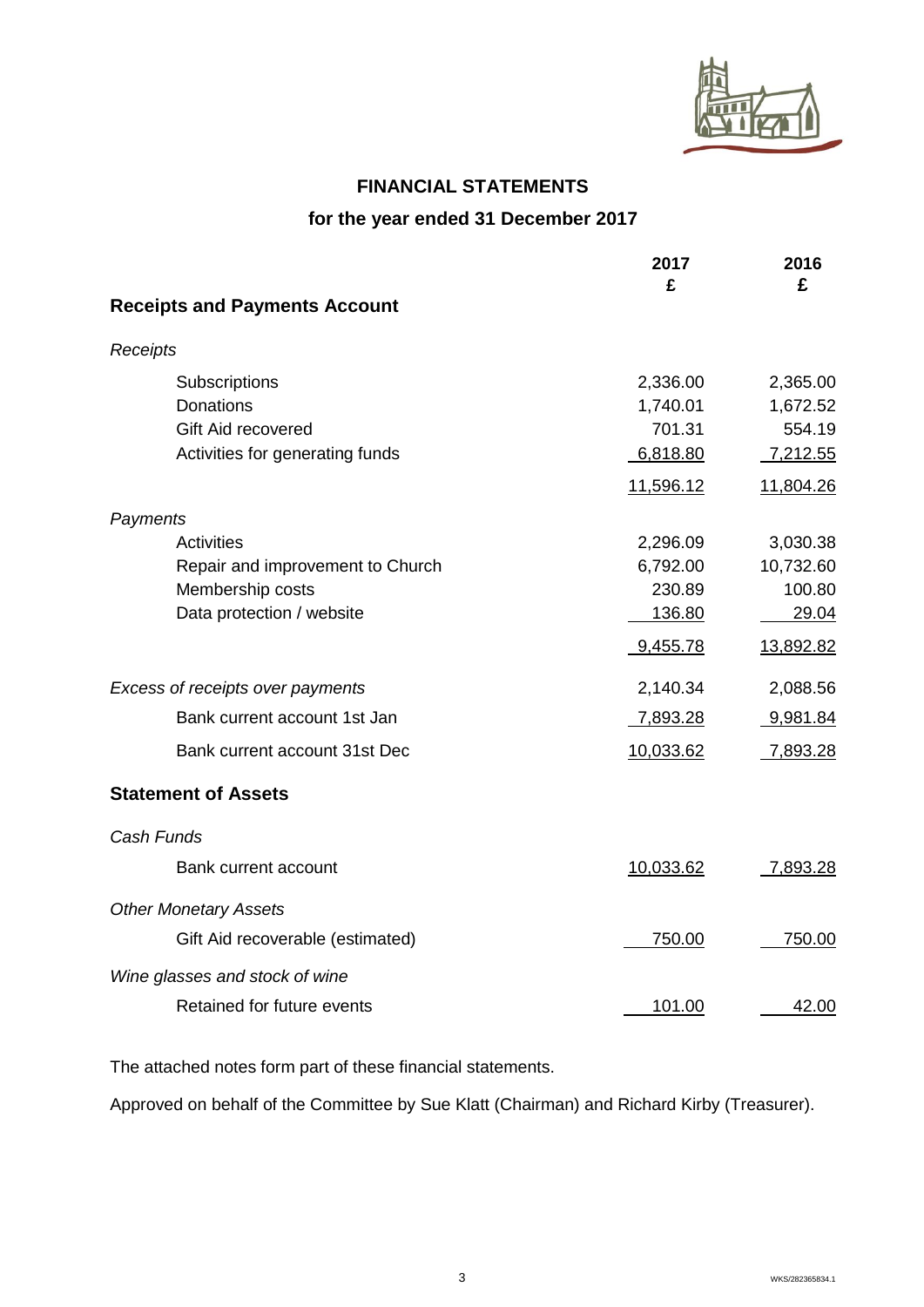# FINANCIAL STATEMENTS

## for the year ended 31 December 2017

| | 2017 £ | 2016 £ |
|---|---|---|
| **Receipts and Payments Account** | | |
| *Receipts* | | |
| Subscriptions | 2,336.00 | 2,365.00 |
| Donations | 1,740.01 | 1,672.52 |
| Gift Aid recovered | 701.31 | 554.19 |
| Activities for generating funds | 6,818.80 | 7,212.55 |
| | 11,596.12 | 11,804.26 |
| *Payments* | | |
| Activities | 2,296.09 | 3,030.38 |
| Repair and improvement to Church | 6,792.00 | 10,732.60 |
| Membership costs | 230.89 | 100.80 |
| Data protection / website | 136.80 | 29.04 |
| | 9,455.78 | 13,892.82 |
| *Excess of receipts over payments* | 2,140.34 | 2,088.56 |
| Bank current account 1st Jan | 7,893.28 | 9,981.84 |
| Bank current account 31st Dec | 10,033.62 | 7,893.28 |
| **Statement of Assets** | | |
| *Cash Funds* | | |
| Bank current account | 10,033.62 | 7,893.28 |
| *Other Monetary Assets* | | |
| Gift Aid recoverable (estimated) | 750.00 | 750.00 |
| *Wine glasses and stock of wine* | | |
| Retained for future events | 101.00 | 42.00 |

The attached notes form part of these financial statements.

Approved on behalf of the Committee by Sue Klatt (Chairman) and Richard Kirby (Treasurer).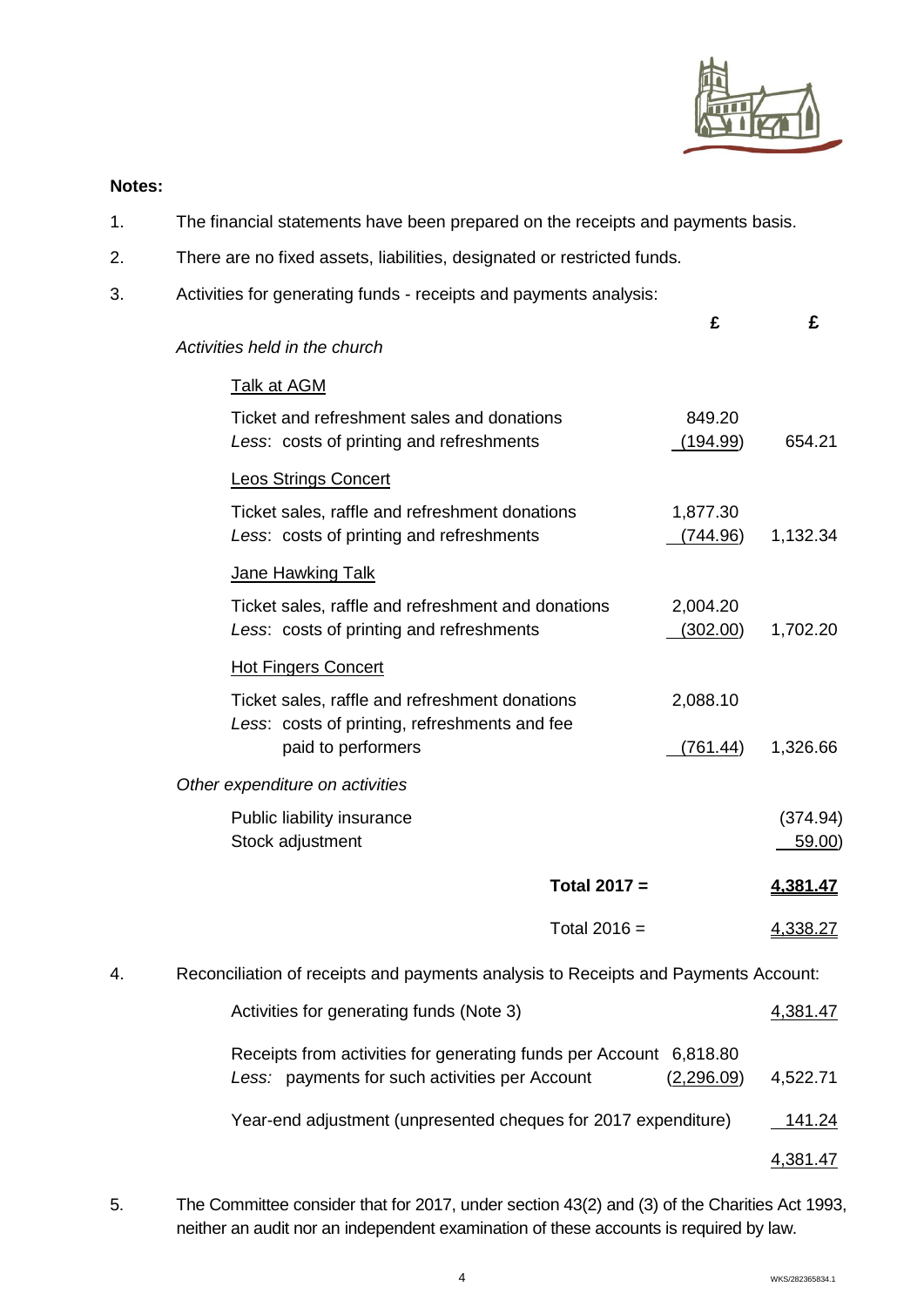**Notes:**

1. The financial statements have been prepared on the receipts and payments basis.

2. There are no fixed assets, liabilities, designated or restricted funds.

3. Activities for generating funds - receipts and payments analysis:

| | £ | £ |
|---|---|---|
| *Activities held in the church* | | |
| Talk at AGM | | |
| Ticket and refreshment sales and donations | 849.20 | |
| *Less*: costs of printing and refreshments | (194.99) | 654.21 |
| Leos Strings Concert | | |
| Ticket sales, raffle and refreshment donations | 1,877.30 | |
| *Less*: costs of printing and refreshments | (744.96) | 1,132.34 |
| Jane Hawking Talk | | |
| Ticket sales, raffle and refreshment and donations | 2,004.20 | |
| *Less*: costs of printing and refreshments | (302.00) | 1,702.20 |
| Hot Fingers Concert | | |
| Ticket sales, raffle and refreshment donations | 2,088.10 | |
| *Less*: costs of printing, refreshments and fee paid to performers | (761.44) | 1,326.66 |
| *Other expenditure on activities* | | |
| Public liability insurance | | (374.94) |
| Stock adjustment | | 59.00) |
| **Total 2017 =** | | **4,381.47** |
| Total 2016 = | | 4,338.27 |

4. Reconciliation of receipts and payments analysis to Receipts and Payments Account:

| | | |
|---|---|---|
| Activities for generating funds (Note 3) | | 4,381.47 |
| Receipts from activities for generating funds per Account | 6,818.80 | |
| *Less:* payments for such activities per Account | (2,296.09) | 4,522.71 |
| Year-end adjustment (unpresented cheques for 2017 expenditure) | | 141.24 |
| | | 4,381.47 |

5. The Committee consider that for 2017, under section 43(2) and (3) of the Charities Act 1993, neither an audit nor an independent examination of these accounts is required by law.

WKS/282365834.1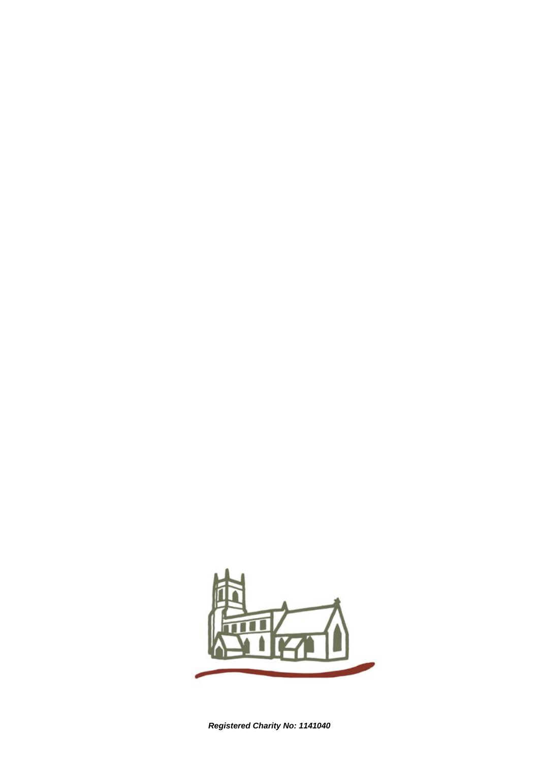***Registered Charity No: 1141040***